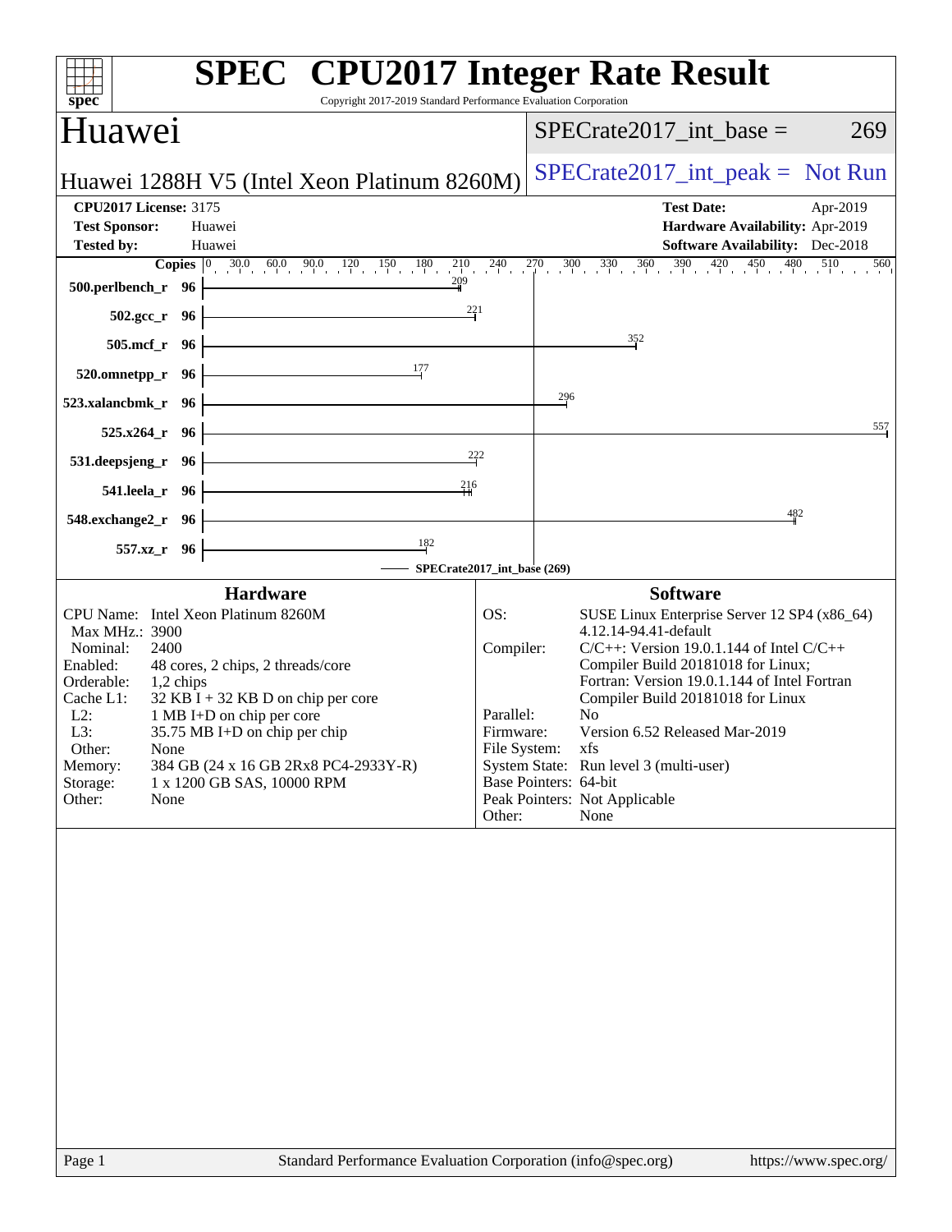# SPEC CPU2017 Integer Rate Result

Copyright 2017-2019 Standard Performance Evaluation Corporation

## Huawei

**Huawei 1288H V5 (Intel Xeon Platinum 8260M)**

SPECrate2017_int_base = 269

SPECrate2017_int_peak = Not Run

| | | | |
|---|---|---|---|
| **CPU2017 License:** | 3175 | **Test Date:** | Apr-2019 |
| **Test Sponsor:** | Huawei | **Hardware Availability:** | Apr-2019 |
| **Tested by:** | Huawei | **Software Availability:** | Dec-2018 |

| Benchmark | Copies | Base Result |
|---|---|---|
| 500.perlbench_r | 96 | 209 |
| 502.gcc_r | 96 | 221 |
| 505.mcf_r | 96 | 352 |
| 520.omnetpp_r | 96 | 177 |
| 523.xalancbmk_r | 96 | 296 |
| 525.x264_r | 96 | 557 |
| 531.deepsjeng_r | 96 | 222 |
| 541.leela_r | 96 | 216 |
| 548.exchange2_r | 96 | 482 |
| 557.xz_r | 96 | 182 |

SPECrate2017_int_base (269)

### Hardware

| | |
|---|---|
| CPU Name: | Intel Xeon Platinum 8260M |
| Max MHz.: | 3900 |
| Nominal: | 2400 |
| Enabled: | 48 cores, 2 chips, 2 threads/core |
| Orderable: | 1,2 chips |
| Cache L1: | 32 KB I + 32 KB D on chip per core |
| L2: | 1 MB I+D on chip per core |
| L3: | 35.75 MB I+D on chip per chip |
| Other: | None |
| Memory: | 384 GB (24 x 16 GB 2Rx8 PC4-2933Y-R) |
| Storage: | 1 x 1200 GB SAS, 10000 RPM |
| Other: | None |

### Software

| | |
|---|---|
| OS: | SUSE Linux Enterprise Server 12 SP4 (x86_64) 4.12.14-94.41-default |
| Compiler: | C/C++: Version 19.0.1.144 of Intel C/C++ Compiler Build 20181018 for Linux; Fortran: Version 19.0.1.144 of Intel Fortran Compiler Build 20181018 for Linux |
| Parallel: | No |
| Firmware: | Version 6.52 Released Mar-2019 |
| File System: | xfs |
| System State: | Run level 3 (multi-user) |
| Base Pointers: | 64-bit |
| Peak Pointers: | Not Applicable |
| Other: | None |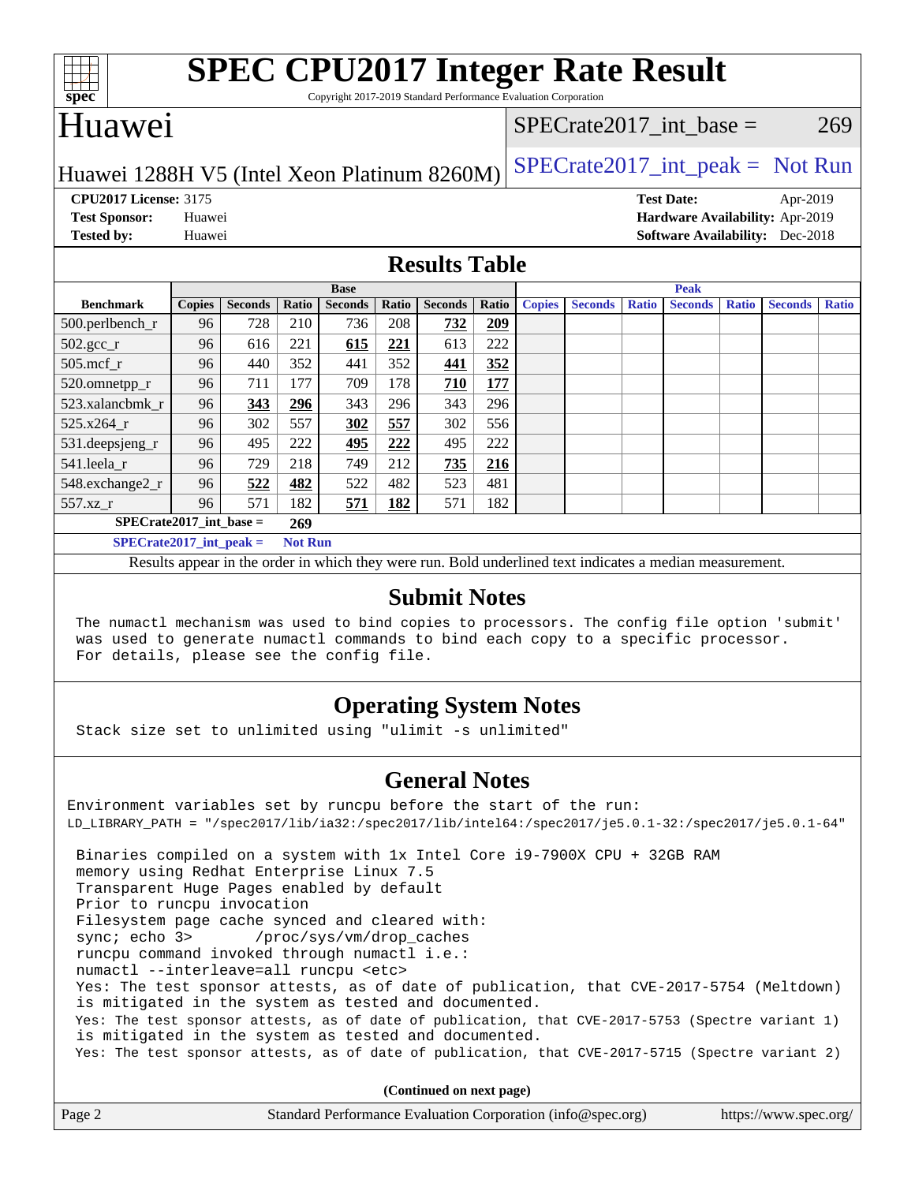# SPEC CPU2017 Integer Rate Result

Copyright 2017-2019 Standard Performance Evaluation Corporation

# Huawei

Huawei 1288H V5 (Intel Xeon Platinum 8260M)

SPECrate2017_int_base = 269

SPECrate2017_int_peak = Not Run

**CPU2017 License:** 3175
**Test Sponsor:** Huawei
**Tested by:** Huawei

**Test Date:** Apr-2019
**Hardware Availability:** Apr-2019
**Software Availability:** Dec-2018

## Results Table

| Benchmark | Base | | | | | | | Peak | | | | | | |
|---|---|---|---|---|---|---|---|---|---|---|---|---|---|---|
| | Copies | Seconds | Ratio | Seconds | Ratio | Seconds | Ratio | Copies | Seconds | Ratio | Seconds | Ratio | Seconds | Ratio |
| 500.perlbench_r | 96 | 728 | 210 | 736 | 208 | **732** | **209** | | | | | | | |
| 502.gcc_r | 96 | 616 | 221 | **615** | **221** | 613 | 222 | | | | | | | |
| 505.mcf_r | 96 | 440 | 352 | 441 | 352 | **441** | **352** | | | | | | | |
| 520.omnetpp_r | 96 | 711 | 177 | 709 | 178 | **710** | **177** | | | | | | | |
| 523.xalancbmk_r | 96 | **343** | **296** | 343 | 296 | 343 | 296 | | | | | | | |
| 525.x264_r | 96 | 302 | 557 | **302** | **557** | 302 | 556 | | | | | | | |
| 531.deepsjeng_r | 96 | 495 | 222 | **495** | **222** | 495 | 222 | | | | | | | |
| 541.leela_r | 96 | 729 | 218 | 749 | 212 | **735** | **216** | | | | | | | |
| 548.exchange2_r | 96 | **522** | **482** | 522 | 482 | 523 | 481 | | | | | | | |
| 557.xz_r | 96 | 571 | 182 | **571** | **182** | 571 | 182 | | | | | | | |

**SPECrate2017_int_base = 269**

**SPECrate2017_int_peak = Not Run**

Results appear in the order in which they were run. Bold underlined text indicates a median measurement.

## Submit Notes

```
The numactl mechanism was used to bind copies to processors. The config file option 'submit'
was used to generate numactl commands to bind each copy to a specific processor.
For details, please see the config file.
```

## Operating System Notes

```
Stack size set to unlimited using "ulimit -s unlimited"
```

## General Notes

```
Environment variables set by runcpu before the start of the run:
LD_LIBRARY_PATH = "/spec2017/lib/ia32:/spec2017/lib/intel64:/spec2017/je5.0.1-32:/spec2017/je5.0.1-64"

 Binaries compiled on a system with 1x Intel Core i9-7900X CPU + 32GB RAM
 memory using Redhat Enterprise Linux 7.5
 Transparent Huge Pages enabled by default
 Prior to runcpu invocation
 Filesystem page cache synced and cleared with:
 sync; echo 3>       /proc/sys/vm/drop_caches
 runcpu command invoked through numactl i.e.:
 numactl --interleave=all runcpu <etc>
 Yes: The test sponsor attests, as of date of publication, that CVE-2017-5754 (Meltdown)
 is mitigated in the system as tested and documented.
 Yes: The test sponsor attests, as of date of publication, that CVE-2017-5753 (Spectre variant 1)
 is mitigated in the system as tested and documented.
 Yes: The test sponsor attests, as of date of publication, that CVE-2017-5715 (Spectre variant 2)
```

**(Continued on next page)**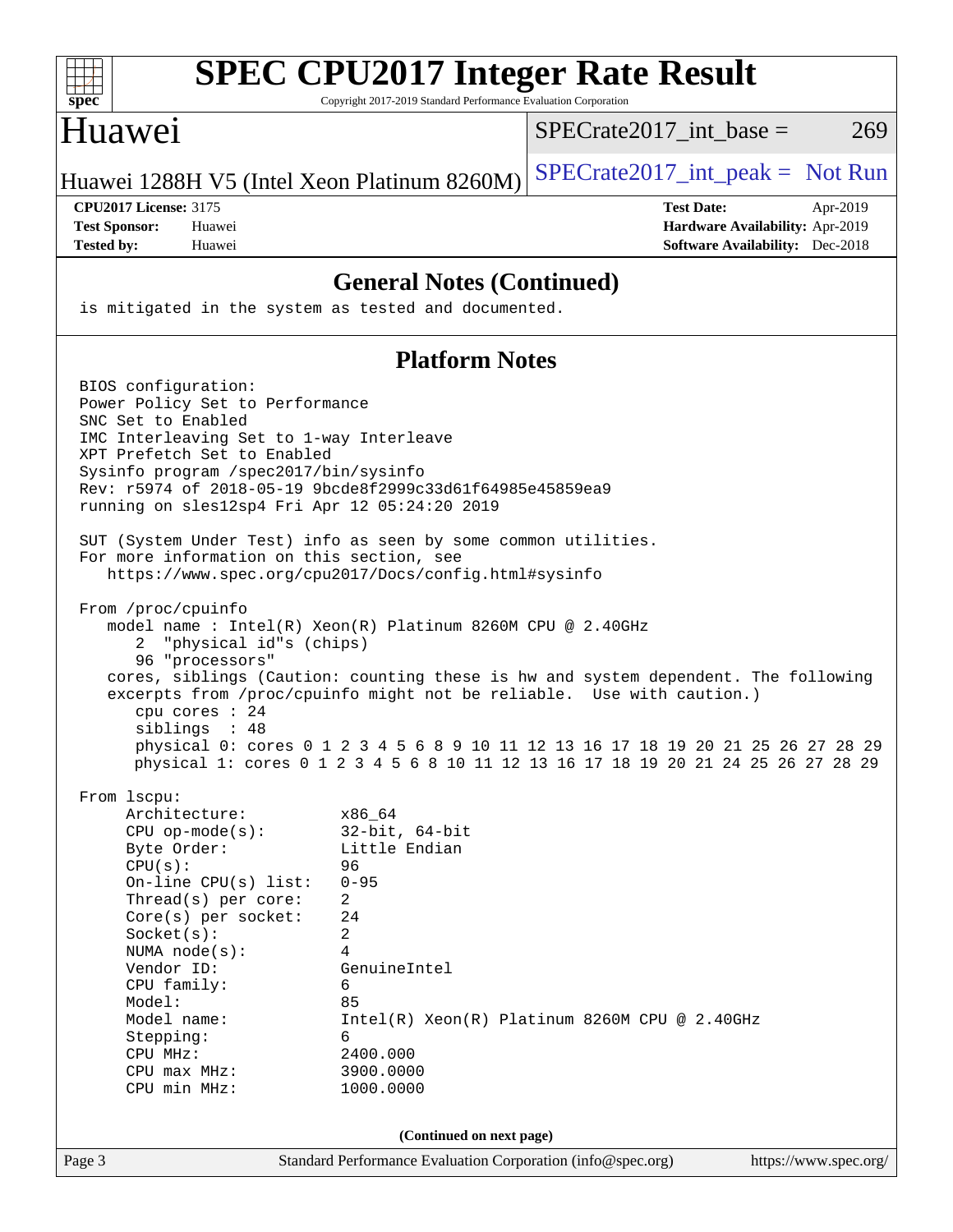## General Notes (Continued)

```
is mitigated in the system as tested and documented.
```

## Platform Notes

```
BIOS configuration:
Power Policy Set to Performance
SNC Set to Enabled
IMC Interleaving Set to 1-way Interleave
XPT Prefetch Set to Enabled
Sysinfo program /spec2017/bin/sysinfo
Rev: r5974 of 2018-05-19 9bcde8f2999c33d61f64985e45859ea9
running on sles12sp4 Fri Apr 12 05:24:20 2019

SUT (System Under Test) info as seen by some common utilities.
For more information on this section, see
   https://www.spec.org/cpu2017/Docs/config.html#sysinfo

From /proc/cpuinfo
   model name : Intel(R) Xeon(R) Platinum 8260M CPU @ 2.40GHz
      2  "physical id"s (chips)
      96 "processors"
   cores, siblings (Caution: counting these is hw and system dependent. The following
   excerpts from /proc/cpuinfo might not be reliable.  Use with caution.)
      cpu cores : 24
      siblings  : 48
      physical 0: cores 0 1 2 3 4 5 6 8 9 10 11 12 13 16 17 18 19 20 21 25 26 27 28 29
      physical 1: cores 0 1 2 3 4 5 6 8 10 11 12 13 16 17 18 19 20 21 24 25 26 27 28 29

From lscpu:
     Architecture:          x86_64
     CPU op-mode(s):        32-bit, 64-bit
     Byte Order:            Little Endian
     CPU(s):                96
     On-line CPU(s) list:   0-95
     Thread(s) per core:    2
     Core(s) per socket:    24
     Socket(s):             2
     NUMA node(s):          4
     Vendor ID:             GenuineIntel
     CPU family:            6
     Model:                 85
     Model name:            Intel(R) Xeon(R) Platinum 8260M CPU @ 2.40GHz
     Stepping:              6
     CPU MHz:               2400.000
     CPU max MHz:           3900.0000
     CPU min MHz:           1000.0000
```

(Continued on next page)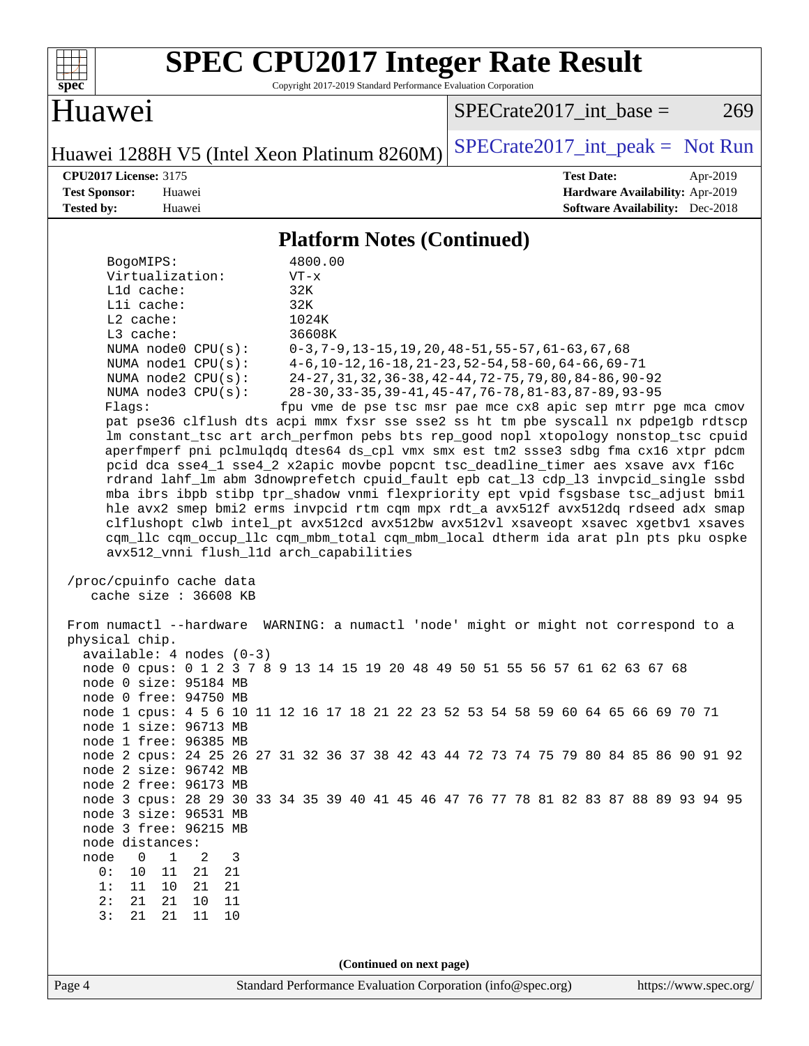# SPEC CPU2017 Integer Rate Result

Copyright 2017-2019 Standard Performance Evaluation Corporation

## Huawei

Huawei 1288H V5 (Intel Xeon Platinum 8260M)

SPECrate2017_int_base = 269

SPECrate2017_int_peak = Not Run

**CPU2017 License:** 3175
**Test Sponsor:** Huawei
**Tested by:** Huawei

**Test Date:** Apr-2019
**Hardware Availability:** Apr-2019
**Software Availability:** Dec-2018

### Platform Notes (Continued)

```
     BogoMIPS:                4800.00
     Virtualization:          VT-x
     L1d cache:               32K
     L1i cache:               32K
     L2 cache:                1024K
     L3 cache:                36608K
     NUMA node0 CPU(s):       0-3,7-9,13-15,19,20,48-51,55-57,61-63,67,68
     NUMA node1 CPU(s):       4-6,10-12,16-18,21-23,52-54,58-60,64-66,69-71
     NUMA node2 CPU(s):       24-27,31,32,36-38,42-44,72-75,79,80,84-86,90-92
     NUMA node3 CPU(s):       28-30,33-35,39-41,45-47,76-78,81-83,87-89,93-95
     Flags:                  fpu vme de pse tsc msr pae mce cx8 apic sep mtrr pge mca cmov
     pat pse36 clflush dts acpi mmx fxsr sse sse2 ss ht tm pbe syscall nx pdpe1gb rdtscp
     lm constant_tsc art arch_perfmon pebs bts rep_good nopl xtopology nonstop_tsc cpuid
     aperfmperf pni pclmulqdq dtes64 ds_cpl vmx smx est tm2 ssse3 sdbg fma cx16 xtpr pdcm
     pcid dca sse4_1 sse4_2 x2apic movbe popcnt tsc_deadline_timer aes xsave avx f16c
     rdrand lahf_lm abm 3dnowprefetch cpuid_fault epb cat_l3 cdp_l3 invpcid_single ssbd
     mba ibrs ibpb stibp tpr_shadow vnmi flexpriority ept vpid fsgsbase tsc_adjust bmi1
     hle avx2 smep bmi2 erms invpcid rtm cqm mpx rdt_a avx512f avx512dq rdseed adx smap
     clflushopt clwb intel_pt avx512cd avx512bw avx512vl xsaveopt xsavec xgetbv1 xsaves
     cqm_llc cqm_occup_llc cqm_mbm_total cqm_mbm_local dtherm ida arat pln pts pku ospke
     avx512_vnni flush_l1d arch_capabilities

 /proc/cpuinfo cache data
    cache size : 36608 KB

 From numactl --hardware  WARNING: a numactl 'node' might or might not correspond to a
 physical chip.
   available: 4 nodes (0-3)
   node 0 cpus: 0 1 2 3 7 8 9 13 14 15 19 20 48 49 50 51 55 56 57 61 62 63 67 68
   node 0 size: 95184 MB
   node 0 free: 94750 MB
   node 1 cpus: 4 5 6 10 11 12 16 17 18 21 22 23 52 53 54 58 59 60 64 65 66 69 70 71
   node 1 size: 96713 MB
   node 1 free: 96385 MB
   node 2 cpus: 24 25 26 27 31 32 36 37 38 42 43 44 72 73 74 75 79 80 84 85 86 90 91 92
   node 2 size: 96742 MB
   node 2 free: 96173 MB
   node 3 cpus: 28 29 30 33 34 35 39 40 41 45 46 47 76 77 78 81 82 83 87 88 89 93 94 95
   node 3 size: 96531 MB
   node 3 free: 96215 MB
   node distances:
   node   0   1   2   3
     0:  10  11  21  21
     1:  11  10  21  21
     2:  21  21  10  11
     3:  21  21  11  10
```

(Continued on next page)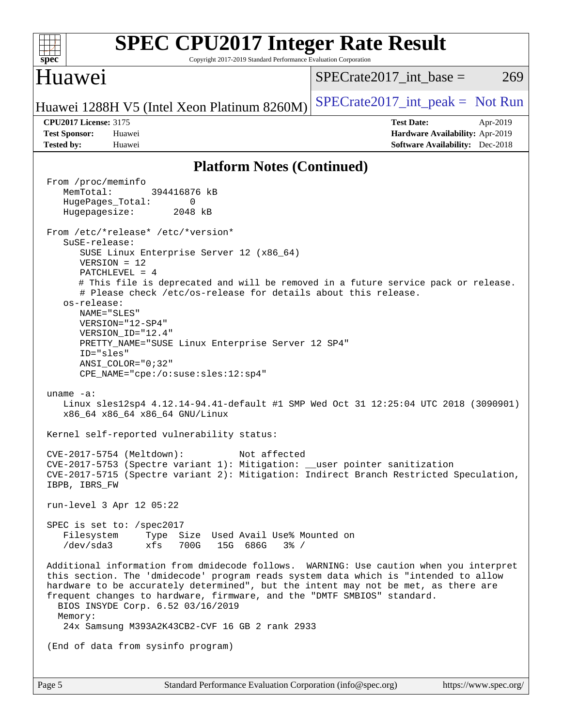## Platform Notes (Continued)

```
From /proc/meminfo
   MemTotal:       394416876 kB
   HugePages_Total:       0
   Hugepagesize:       2048 kB

From /etc/*release* /etc/*version*
   SuSE-release:
      SUSE Linux Enterprise Server 12 (x86_64)
      VERSION = 12
      PATCHLEVEL = 4
      # This file is deprecated and will be removed in a future service pack or release.
      # Please check /etc/os-release for details about this release.
   os-release:
      NAME="SLES"
      VERSION="12-SP4"
      VERSION_ID="12.4"
      PRETTY_NAME="SUSE Linux Enterprise Server 12 SP4"
      ID="sles"
      ANSI_COLOR="0;32"
      CPE_NAME="cpe:/o:suse:sles:12:sp4"

uname -a:
   Linux sles12sp4 4.12.14-94.41-default #1 SMP Wed Oct 31 12:25:04 UTC 2018 (3090901)
   x86_64 x86_64 x86_64 GNU/Linux

Kernel self-reported vulnerability status:

CVE-2017-5754 (Meltdown):          Not affected
CVE-2017-5753 (Spectre variant 1): Mitigation: __user pointer sanitization
CVE-2017-5715 (Spectre variant 2): Mitigation: Indirect Branch Restricted Speculation,
IBPB, IBRS_FW

run-level 3 Apr 12 05:22

SPEC is set to: /spec2017
   Filesystem     Type  Size  Used Avail Use% Mounted on
   /dev/sda3      xfs   700G   15G  686G   3% /

Additional information from dmidecode follows.  WARNING: Use caution when you interpret
this section. The 'dmidecode' program reads system data which is "intended to allow
hardware to be accurately determined", but the intent may not be met, as there are
frequent changes to hardware, firmware, and the "DMTF SMBIOS" standard.
  BIOS INSYDE Corp. 6.52 03/16/2019
  Memory:
   24x Samsung M393A2K43CB2-CVF 16 GB 2 rank 2933

(End of data from sysinfo program)
```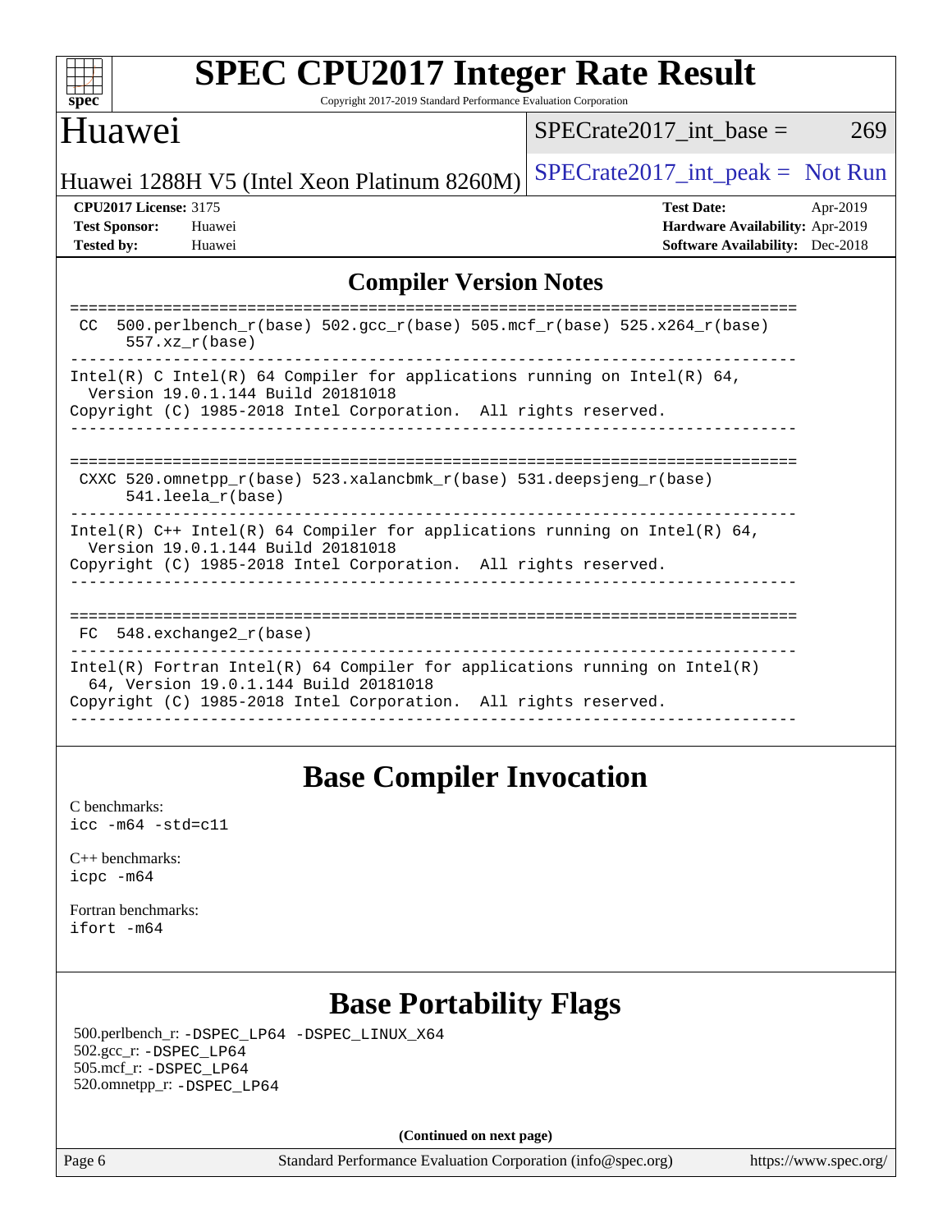# SPEC CPU2017 Integer Rate Result

Copyright 2017-2019 Standard Performance Evaluation Corporation

## Huawei

Huawei 1288H V5 (Intel Xeon Platinum 8260M)

SPECrate2017_int_base = 269

SPECrate2017_int_peak = Not Run

**CPU2017 License:** 3175
**Test Sponsor:** Huawei
**Tested by:** Huawei

**Test Date:** Apr-2019
**Hardware Availability:** Apr-2019
**Software Availability:** Dec-2018

## Compiler Version Notes

```
==============================================================================
 CC  500.perlbench_r(base) 502.gcc_r(base) 505.mcf_r(base) 525.x264_r(base)
      557.xz_r(base)
------------------------------------------------------------------------------
Intel(R) C Intel(R) 64 Compiler for applications running on Intel(R) 64,
  Version 19.0.1.144 Build 20181018
Copyright (C) 1985-2018 Intel Corporation.  All rights reserved.
------------------------------------------------------------------------------

==============================================================================
 CXXC 520.omnetpp_r(base) 523.xalancbmk_r(base) 531.deepsjeng_r(base)
      541.leela_r(base)
------------------------------------------------------------------------------
Intel(R) C++ Intel(R) 64 Compiler for applications running on Intel(R) 64,
  Version 19.0.1.144 Build 20181018
Copyright (C) 1985-2018 Intel Corporation.  All rights reserved.
------------------------------------------------------------------------------

==============================================================================
 FC  548.exchange2_r(base)
------------------------------------------------------------------------------
Intel(R) Fortran Intel(R) 64 Compiler for applications running on Intel(R)
  64, Version 19.0.1.144 Build 20181018
Copyright (C) 1985-2018 Intel Corporation.  All rights reserved.
------------------------------------------------------------------------------
```

## Base Compiler Invocation

C benchmarks:
`icc -m64 -std=c11`

C++ benchmarks:
`icpc -m64`

Fortran benchmarks:
`ifort -m64`

## Base Portability Flags

500.perlbench_r: `-DSPEC_LP64 -DSPEC_LINUX_X64`
502.gcc_r: `-DSPEC_LP64`
505.mcf_r: `-DSPEC_LP64`
520.omnetpp_r: `-DSPEC_LP64`

**(Continued on next page)**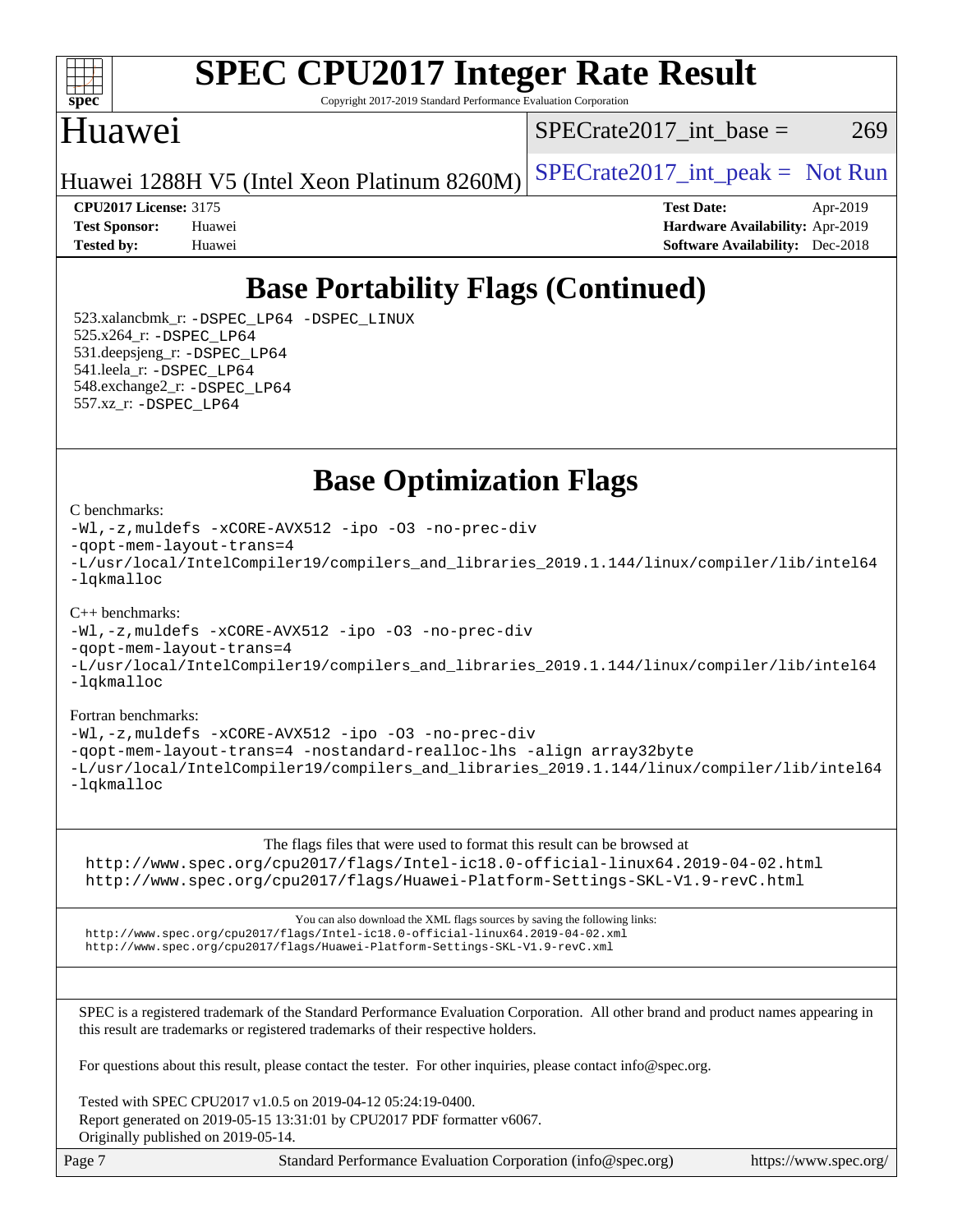# Base Portability Flags (Continued)

523.xalancbmk_r: -DSPEC_LP64 -DSPEC_LINUX
525.x264_r: -DSPEC_LP64
531.deepsjeng_r: -DSPEC_LP64
541.leela_r: -DSPEC_LP64
548.exchange2_r: -DSPEC_LP64
557.xz_r: -DSPEC_LP64

# Base Optimization Flags

C benchmarks:
-Wl,-z,muldefs -xCORE-AVX512 -ipo -O3 -no-prec-div
-qopt-mem-layout-trans=4
-L/usr/local/IntelCompiler19/compilers_and_libraries_2019.1.144/linux/compiler/lib/intel64
-lqkmalloc

C++ benchmarks:
-Wl,-z,muldefs -xCORE-AVX512 -ipo -O3 -no-prec-div
-qopt-mem-layout-trans=4
-L/usr/local/IntelCompiler19/compilers_and_libraries_2019.1.144/linux/compiler/lib/intel64
-lqkmalloc

Fortran benchmarks:
-Wl,-z,muldefs -xCORE-AVX512 -ipo -O3 -no-prec-div
-qopt-mem-layout-trans=4 -nostandard-realloc-lhs -align array32byte
-L/usr/local/IntelCompiler19/compilers_and_libraries_2019.1.144/linux/compiler/lib/intel64
-lqkmalloc

The flags files that were used to format this result can be browsed at
http://www.spec.org/cpu2017/flags/Intel-ic18.0-official-linux64.2019-04-02.html
http://www.spec.org/cpu2017/flags/Huawei-Platform-Settings-SKL-V1.9-revC.html

You can also download the XML flags sources by saving the following links:
http://www.spec.org/cpu2017/flags/Intel-ic18.0-official-linux64.2019-04-02.xml
http://www.spec.org/cpu2017/flags/Huawei-Platform-Settings-SKL-V1.9-revC.xml

SPEC is a registered trademark of the Standard Performance Evaluation Corporation. All other brand and product names appearing in this result are trademarks or registered trademarks of their respective holders.

For questions about this result, please contact the tester. For other inquiries, please contact info@spec.org.

Tested with SPEC CPU2017 v1.0.5 on 2019-04-12 05:24:19-0400.
Report generated on 2019-05-15 13:31:01 by CPU2017 PDF formatter v6067.
Originally published on 2019-05-14.